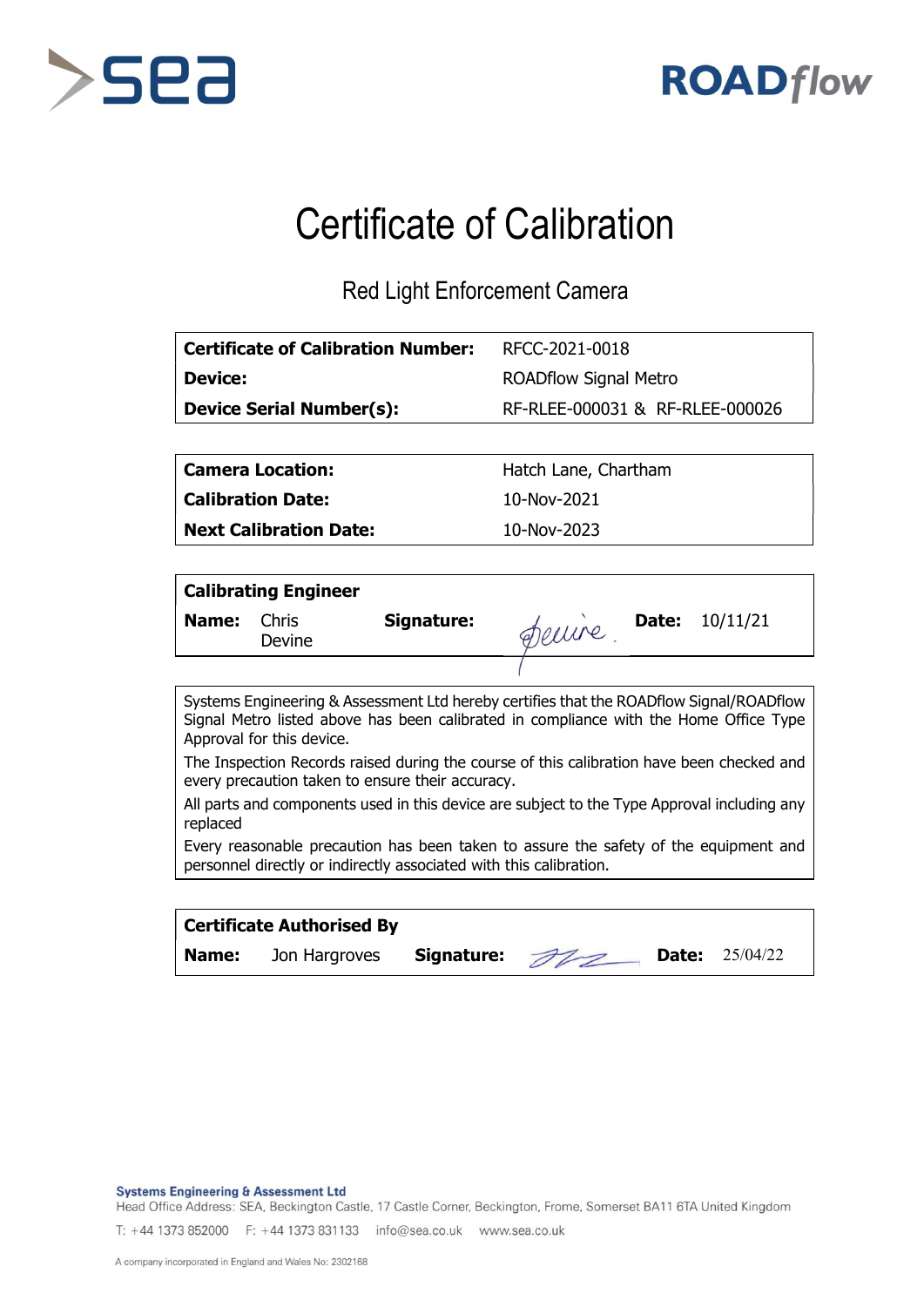# Certificate of Calibration

## Red Light Enforcement Camera

| | |
|---|---|
| **Certificate of Calibration Number:** | RFCC-2021-0018 |
| **Device:** | ROADflow Signal Metro |
| **Device Serial Number(s):** | RF-RLEE-000031 & RF-RLEE-000026 |

| | |
|---|---|
| **Camera Location:** | Hatch Lane, Chartham |
| **Calibration Date:** | 10-Nov-2021 |
| **Next Calibration Date:** | 10-Nov-2023 |

**Calibrating Engineer**

| | | | | | |
|---|---|---|---|---|---|
| **Name:** | Chris Devine | **Signature:** | Devine | **Date:** | 10/11/21 |

Systems Engineering & Assessment Ltd hereby certifies that the ROADflow Signal/ROADflow Signal Metro listed above has been calibrated in compliance with the Home Office Type Approval for this device.

The Inspection Records raised during the course of this calibration have been checked and every precaution taken to ensure their accuracy.

All parts and components used in this device are subject to the Type Approval including any replaced

Every reasonable precaution has been taken to assure the safety of the equipment and personnel directly or indirectly associated with this calibration.

**Certificate Authorised By**

| | | | | | |
|---|---|---|---|---|---|
| **Name:** | Jon Hargroves | **Signature:** | | **Date:** | 25/04/22 |

**Systems Engineering & Assessment Ltd**
Head Office Address: SEA, Beckington Castle, 17 Castle Corner, Beckington, Frome, Somerset BA11 6TA United Kingdom

T: +44 1373 852000 F: +44 1373 831133 info@sea.co.uk www.sea.co.uk

A company incorporated in England and Wales No: 2302168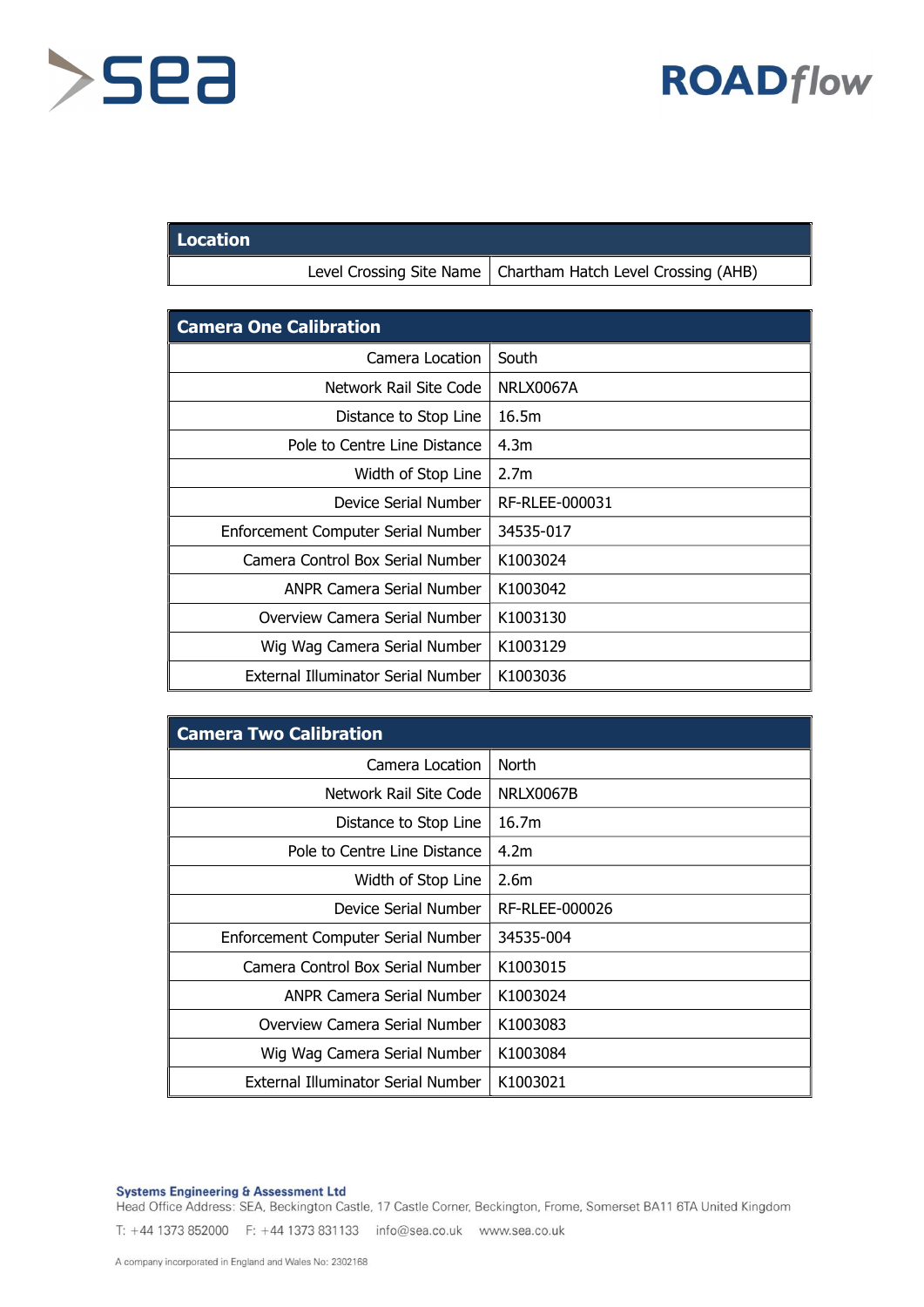| Location | |
|---|---|
| Level Crossing Site Name | Chartham Hatch Level Crossing (AHB) |

| Camera One Calibration | |
|---|---|
| Camera Location | South |
| Network Rail Site Code | NRLX0067A |
| Distance to Stop Line | 16.5m |
| Pole to Centre Line Distance | 4.3m |
| Width of Stop Line | 2.7m |
| Device Serial Number | RF-RLEE-000031 |
| Enforcement Computer Serial Number | 34535-017 |
| Camera Control Box Serial Number | K1003024 |
| ANPR Camera Serial Number | K1003042 |
| Overview Camera Serial Number | K1003130 |
| Wig Wag Camera Serial Number | K1003129 |
| External Illuminator Serial Number | K1003036 |

| Camera Two Calibration | |
|---|---|
| Camera Location | North |
| Network Rail Site Code | NRLX0067B |
| Distance to Stop Line | 16.7m |
| Pole to Centre Line Distance | 4.2m |
| Width of Stop Line | 2.6m |
| Device Serial Number | RF-RLEE-000026 |
| Enforcement Computer Serial Number | 34535-004 |
| Camera Control Box Serial Number | K1003015 |
| ANPR Camera Serial Number | K1003024 |
| Overview Camera Serial Number | K1003083 |
| Wig Wag Camera Serial Number | K1003084 |
| External Illuminator Serial Number | K1003021 |

**Systems Engineering & Assessment Ltd**
Head Office Address: SEA, Beckington Castle, 17 Castle Corner, Beckington, Frome, Somerset BA11 6TA United Kingdom
T: +44 1373 852000 F: +44 1373 831133 info@sea.co.uk www.sea.co.uk

A company incorporated in England and Wales No: 2302168